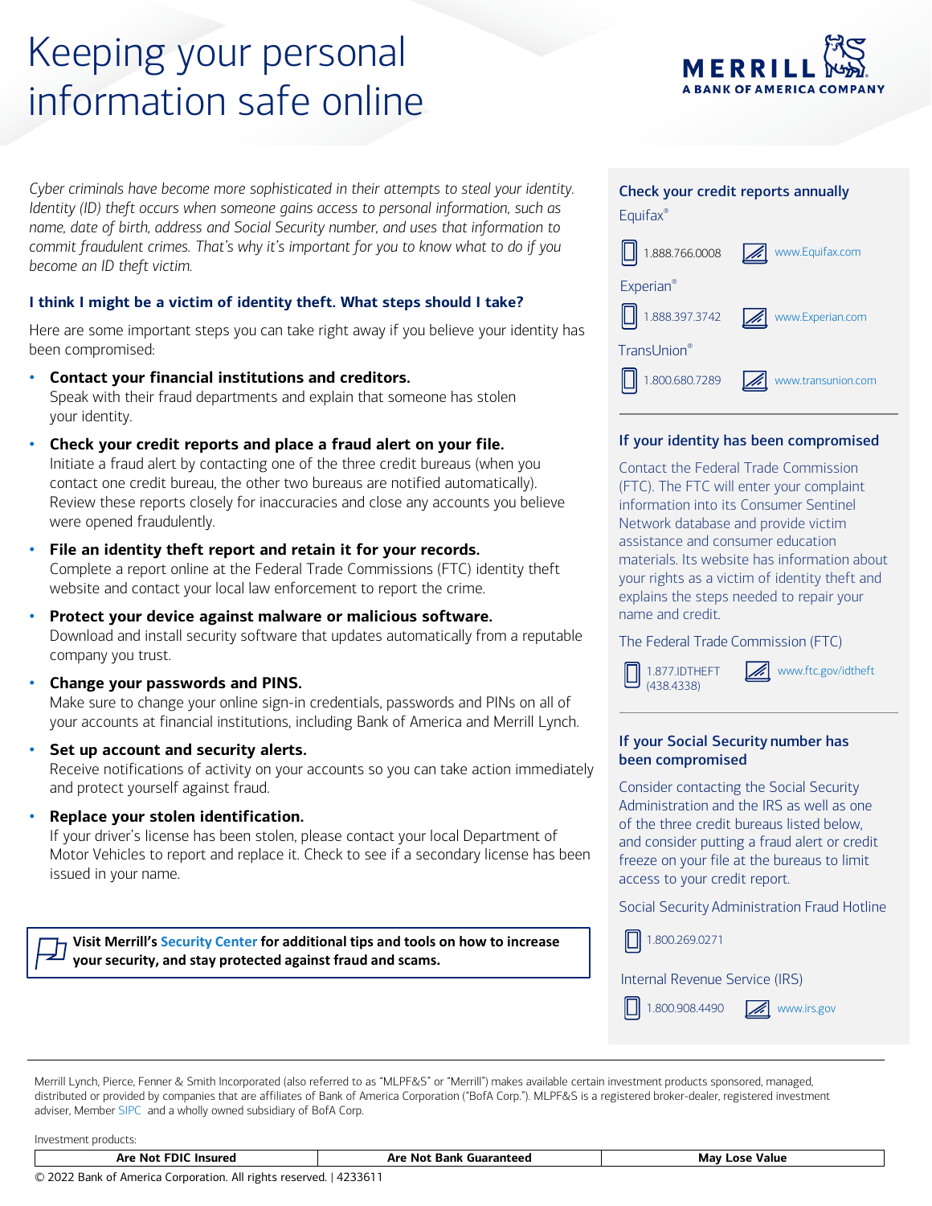# Keeping your personal information safe online

MERRILL
A BANK OF AMERICA COMPANY

*Cyber criminals have become more sophisticated in their attempts to steal your identity. Identity (ID) theft occurs when someone gains access to personal information, such as name, date of birth, address and Social Security number, and uses that information to commit fraudulent crimes. That's why it's important for you to know what to do if you become an ID theft victim.*

## I think I might be a victim of identity theft. What steps should I take?

Here are some important steps you can take right away if you believe your identity has been compromised:

- **Contact your financial institutions and creditors.**
  Speak with their fraud departments and explain that someone has stolen your identity.
- **Check your credit reports and place a fraud alert on your file.**
  Initiate a fraud alert by contacting one of the three credit bureaus (when you contact one credit bureau, the other two bureaus are notified automatically). Review these reports closely for inaccuracies and close any accounts you believe were opened fraudulently.
- **File an identity theft report and retain it for your records.**
  Complete a report online at the Federal Trade Commissions (FTC) identity theft website and contact your local law enforcement to report the crime.
- **Protect your device against malware or malicious software.**
  Download and install security software that updates automatically from a reputable company you trust.
- **Change your passwords and PINS.**
  Make sure to change your online sign-in credentials, passwords and PINs on all of your accounts at financial institutions, including Bank of America and Merrill Lynch.
- **Set up account and security alerts.**
  Receive notifications of activity on your accounts so you can take action immediately and protect yourself against fraud.
- **Replace your stolen identification.**
  If your driver's license has been stolen, please contact your local Department of Motor Vehicles to report and replace it. Check to see if a secondary license has been issued in your name.

**Visit Merrill's Security Center for additional tips and tools on how to increase your security, and stay protected against fraud and scams.**

## Check your credit reports annually

Equifax®
1.888.766.0008 | www.Equifax.com

Experian®
1.888.397.3742 | www.Experian.com

TransUnion®
1.800.680.7289 | www.transunion.com

## If your identity has been compromised

Contact the Federal Trade Commission (FTC). The FTC will enter your complaint information into its Consumer Sentinel Network database and provide victim assistance and consumer education materials. Its website has information about your rights as a victim of identity theft and explains the steps needed to repair your name and credit.

The Federal Trade Commission (FTC)
1.877.IDTHEFT (438.4338) | www.ftc.gov/idtheft

## If your Social Security number has been compromised

Consider contacting the Social Security Administration and the IRS as well as one of the three credit bureaus listed below, and consider putting a fraud alert or credit freeze on your file at the bureaus to limit access to your credit report.

Social Security Administration Fraud Hotline
1.800.269.0271

Internal Revenue Service (IRS)
1.800.908.4490 | www.irs.gov

---

Merrill Lynch, Pierce, Fenner & Smith Incorporated (also referred to as "MLPF&S" or "Merrill") makes available certain investment products sponsored, managed, distributed or provided by companies that are affiliates of Bank of America Corporation ("BofA Corp."). MLPF&S is a registered broker-dealer, registered investment adviser, Member SIPC and a wholly owned subsidiary of BofA Corp.

Investment products:

| Are Not FDIC Insured | Are Not Bank Guaranteed | May Lose Value |
|---|---|---|

© 2022 Bank of America Corporation. All rights reserved. | 4233611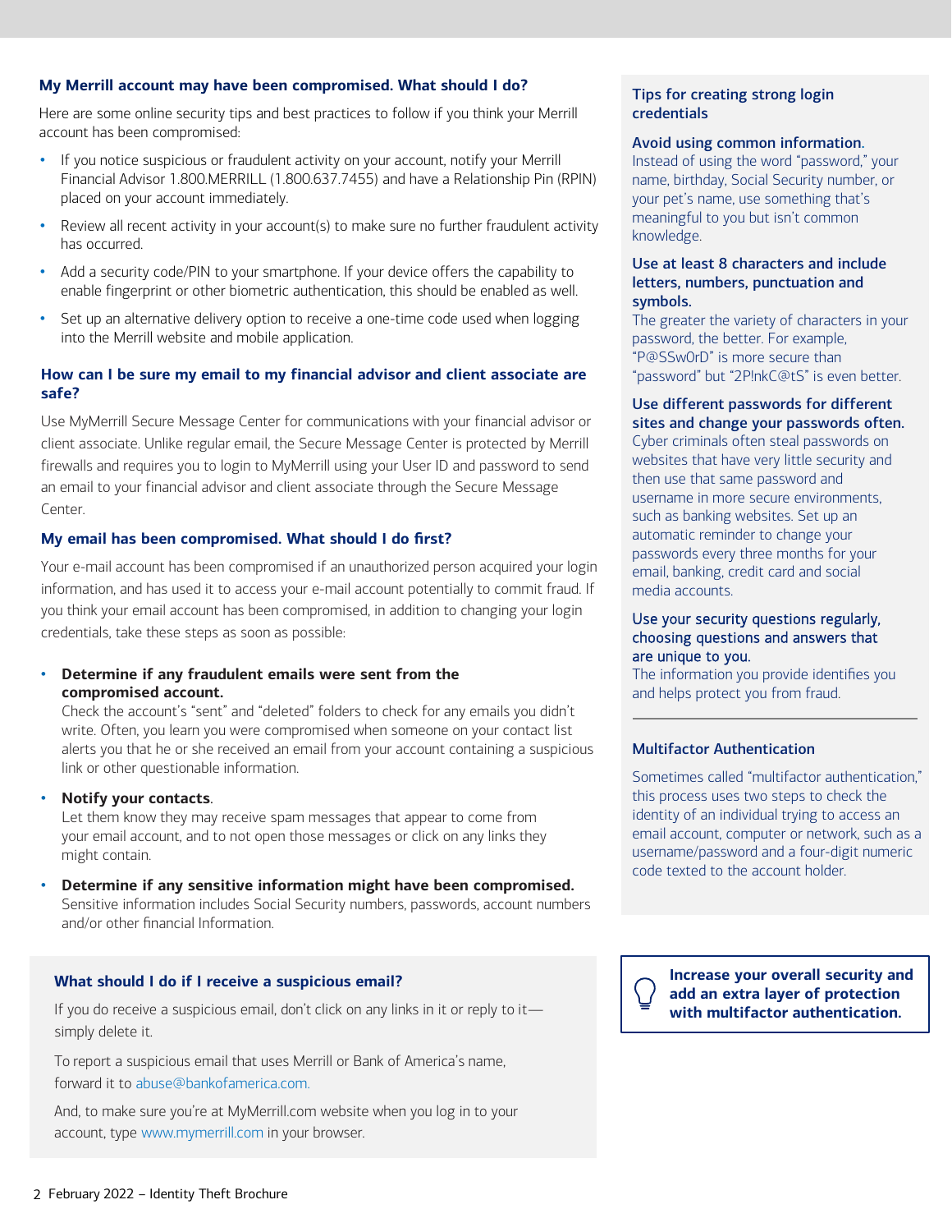## My Merrill account may have been compromised. What should I do?

Here are some online security tips and best practices to follow if you think your Merrill account has been compromised:

- If you notice suspicious or fraudulent activity on your account, notify your Merrill Financial Advisor 1.800.MERRILL (1.800.637.7455) and have a Relationship Pin (RPIN) placed on your account immediately.
- Review all recent activity in your account(s) to make sure no further fraudulent activity has occurred.
- Add a security code/PIN to your smartphone. If your device offers the capability to enable fingerprint or other biometric authentication, this should be enabled as well.
- Set up an alternative delivery option to receive a one-time code used when logging into the Merrill website and mobile application.

## How can I be sure my email to my financial advisor and client associate are safe?

Use MyMerrill Secure Message Center for communications with your financial advisor or client associate. Unlike regular email, the Secure Message Center is protected by Merrill firewalls and requires you to login to MyMerrill using your User ID and password to send an email to your financial advisor and client associate through the Secure Message Center.

## My email has been compromised. What should I do first?

Your e-mail account has been compromised if an unauthorized person acquired your login information, and has used it to access your e-mail account potentially to commit fraud. If you think your email account has been compromised, in addition to changing your login credentials, take these steps as soon as possible:

- **Determine if any fraudulent emails were sent from the compromised account.**
  Check the account's "sent" and "deleted" folders to check for any emails you didn't write. Often, you learn you were compromised when someone on your contact list alerts you that he or she received an email from your account containing a suspicious link or other questionable information.
- **Notify your contacts**.
  Let them know they may receive spam messages that appear to come from your email account, and to not open those messages or click on any links they might contain.
- **Determine if any sensitive information might have been compromised.**
  Sensitive information includes Social Security numbers, passwords, account numbers and/or other financial Information.

### What should I do if I receive a suspicious email?

If you do receive a suspicious email, don't click on any links in it or reply to it—simply delete it.

To report a suspicious email that uses Merrill or Bank of America's name, forward it to abuse@bankofamerica.com.

And, to make sure you're at MyMerrill.com website when you log in to your account, type www.mymerrill.com in your browser.

## Tips for creating strong login credentials

**Avoid using common information.**
Instead of using the word "password," your name, birthday, Social Security number, or your pet's name, use something that's meaningful to you but isn't common knowledge.

**Use at least 8 characters and include letters, numbers, punctuation and symbols.**
The greater the variety of characters in your password, the better. For example, "P@SSw0rD" is more secure than "password" but "2P!nkC@tS" is even better.

**Use different passwords for different sites and change your passwords often.**
Cyber criminals often steal passwords on websites that have very little security and then use that same password and username in more secure environments, such as banking websites. Set up an automatic reminder to change your passwords every three months for your email, banking, credit card and social media accounts.

**Use your security questions regularly, choosing questions and answers that are unique to you.**
The information you provide identifies you and helps protect you from fraud.

## Multifactor Authentication

Sometimes called "multifactor authentication," this process uses two steps to check the identity of an individual trying to access an email account, computer or network, such as a username/password and a four-digit numeric code texted to the account holder.

**Increase your overall security and add an extra layer of protection with multifactor authentication.**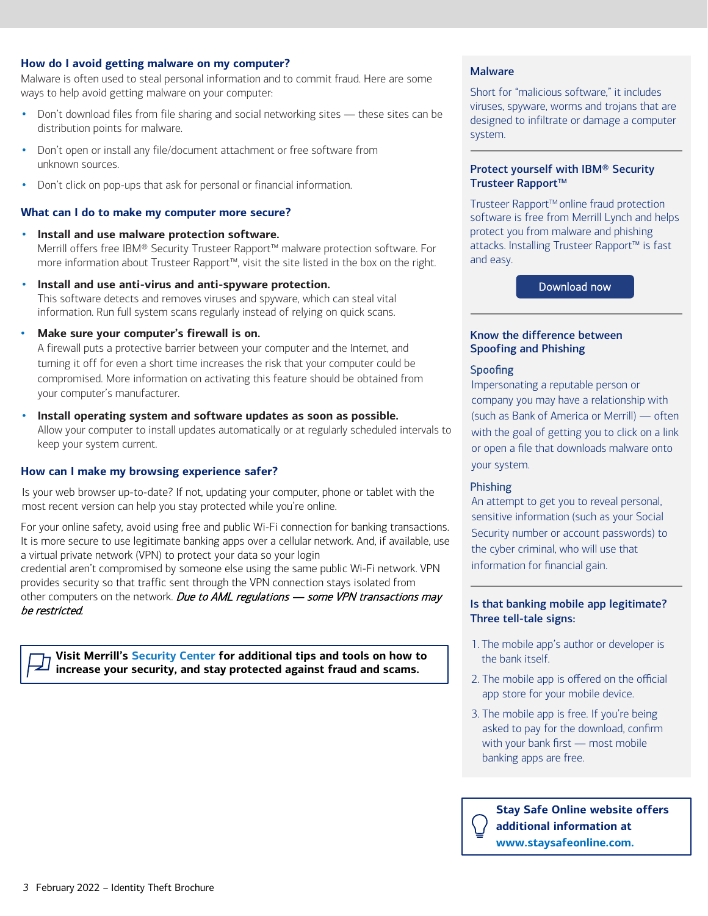### How do I avoid getting malware on my computer?

Malware is often used to steal personal information and to commit fraud. Here are some ways to help avoid getting malware on your computer:

- Don't download files from file sharing and social networking sites — these sites can be distribution points for malware.
- Don't open or install any file/document attachment or free software from unknown sources.
- Don't click on pop-ups that ask for personal or financial information.

### What can I do to make my computer more secure?

- **Install and use malware protection software.**
  Merrill offers free IBM® Security Trusteer Rapport™ malware protection software. For more information about Trusteer Rapport™, visit the site listed in the box on the right.
- **Install and use anti-virus and anti-spyware protection.**
  This software detects and removes viruses and spyware, which can steal vital information. Run full system scans regularly instead of relying on quick scans.
- **Make sure your computer's firewall is on.**
  A firewall puts a protective barrier between your computer and the Internet, and turning it off for even a short time increases the risk that your computer could be compromised. More information on activating this feature should be obtained from your computer's manufacturer.
- **Install operating system and software updates as soon as possible.**
  Allow your computer to install updates automatically or at regularly scheduled intervals to keep your system current.

### How can I make my browsing experience safer?

Is your web browser up-to-date? If not, updating your computer, phone or tablet with the most recent version can help you stay protected while you're online.

For your online safety, avoid using free and public Wi-Fi connection for banking transactions. It is more secure to use legitimate banking apps over a cellular network. And, if available, use a virtual private network (VPN) to protect your data so your login credential aren't compromised by someone else using the same public Wi-Fi network. VPN provides security so that traffic sent through the VPN connection stays isolated from other computers on the network. *Due to AML regulations — some VPN transactions may be restricted.*

**Visit Merrill's Security Center for additional tips and tools on how to increase your security, and stay protected against fraud and scams.**

### Malware

Short for "malicious software," it includes viruses, spyware, worms and trojans that are designed to infiltrate or damage a computer system.

### Protect yourself with IBM® Security Trusteer Rapport™

Trusteer Rapport™ online fraud protection software is free from Merrill Lynch and helps protect you from malware and phishing attacks. Installing Trusteer Rapport™ is fast and easy.

Download now

### Know the difference between Spoofing and Phishing

**Spoofing**

Impersonating a reputable person or company you may have a relationship with (such as Bank of America or Merrill) — often with the goal of getting you to click on a link or open a file that downloads malware onto your system.

**Phishing**

An attempt to get you to reveal personal, sensitive information (such as your Social Security number or account passwords) to the cyber criminal, who will use that information for financial gain.

### Is that banking mobile app legitimate? Three tell-tale signs:

1. The mobile app's author or developer is the bank itself.
2. The mobile app is offered on the official app store for your mobile device.
3. The mobile app is free. If you're being asked to pay for the download, confirm with your bank first — most mobile banking apps are free.

**Stay Safe Online website offers additional information at www.staysafeonline.com.**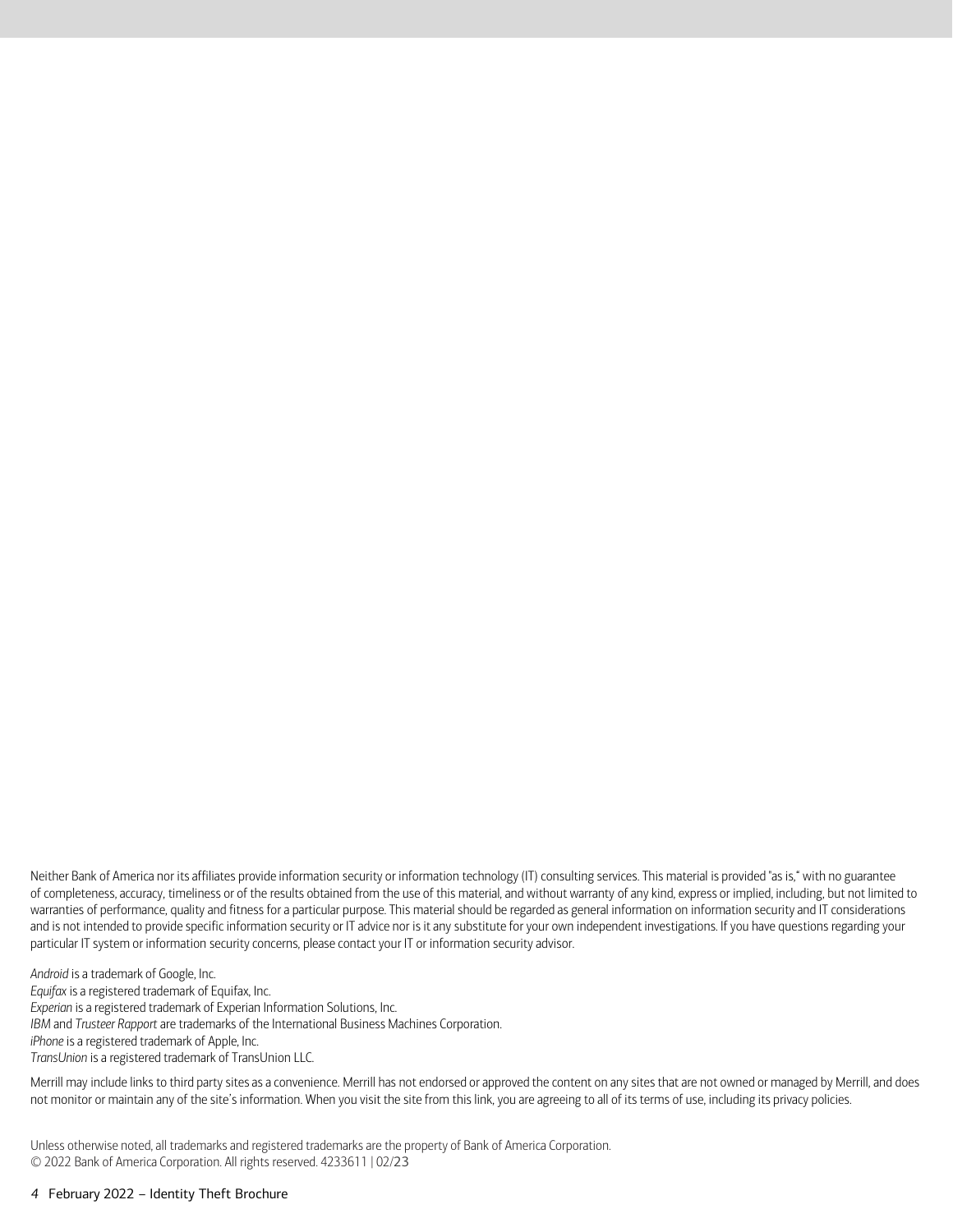Neither Bank of America nor its affiliates provide information security or information technology (IT) consulting services. This material is provided "as is," with no guarantee of completeness, accuracy, timeliness or of the results obtained from the use of this material, and without warranty of any kind, express or implied, including, but not limited to warranties of performance, quality and fitness for a particular purpose. This material should be regarded as general information on information security and IT considerations and is not intended to provide specific information security or IT advice nor is it any substitute for your own independent investigations. If you have questions regarding your particular IT system or information security concerns, please contact your IT or information security advisor.

*Android* is a trademark of Google, Inc.
*Equifax* is a registered trademark of Equifax, Inc.
*Experian* is a registered trademark of Experian Information Solutions, Inc.
*IBM* and *Trusteer Rapport* are trademarks of the International Business Machines Corporation.
*iPhone* is a registered trademark of Apple, Inc.
*TransUnion* is a registered trademark of TransUnion LLC.

Merrill may include links to third party sites as a convenience. Merrill has not endorsed or approved the content on any sites that are not owned or managed by Merrill, and does not monitor or maintain any of the site's information. When you visit the site from this link, you are agreeing to all of its terms of use, including its privacy policies.

Unless otherwise noted, all trademarks and registered trademarks are the property of Bank of America Corporation.
© 2022 Bank of America Corporation. All rights reserved. 4233611 | 02/23